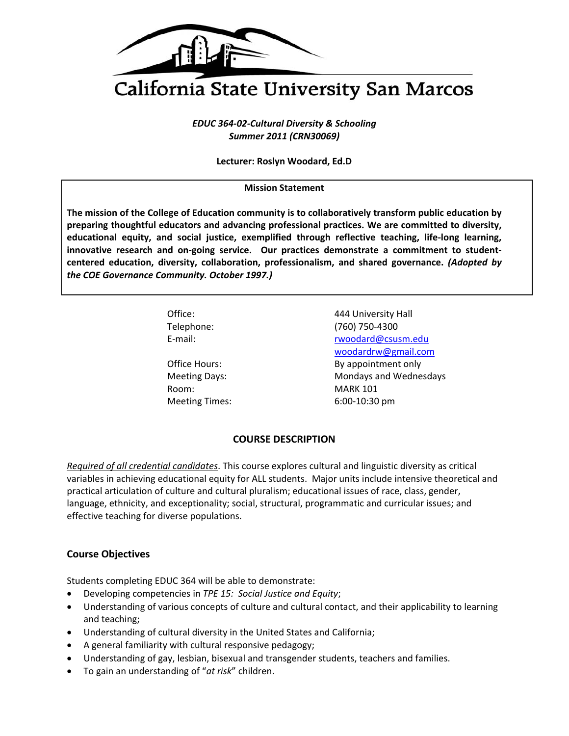# California State University San Marcos

***EDUC 364-02-Cultural Diversity & Schooling***
***Summer 2011 (CRN30069)***

**Lecturer: Roslyn Woodard, Ed.D**

**Mission Statement**

**The mission of the College of Education community is to collaboratively transform public education by preparing thoughtful educators and advancing professional practices. We are committed to diversity, educational equity, and social justice, exemplified through reflective teaching, life-long learning, innovative research and on-going service. Our practices demonstrate a commitment to student-centered education, diversity, collaboration, professionalism, and shared governance. *(Adopted by the COE Governance Community. October 1997.)***

| | |
|---|---|
| Office: | 444 University Hall |
| Telephone: | (760) 750-4300 |
| E-mail: | rwoodard@csusm.edu<br>woodardrw@gmail.com |
| Office Hours: | By appointment only |
| Meeting Days: | Mondays and Wednesdays |
| Room: | MARK 101 |
| Meeting Times: | 6:00-10:30 pm |

## COURSE DESCRIPTION

*Required of all credential candidates*. This course explores cultural and linguistic diversity as critical variables in achieving educational equity for ALL students. Major units include intensive theoretical and practical articulation of culture and cultural pluralism; educational issues of race, class, gender, language, ethnicity, and exceptionality; social, structural, programmatic and curricular issues; and effective teaching for diverse populations.

### Course Objectives

Students completing EDUC 364 will be able to demonstrate:

- Developing competencies in *TPE 15: Social Justice and Equity*;
- Understanding of various concepts of culture and cultural contact, and their applicability to learning and teaching;
- Understanding of cultural diversity in the United States and California;
- A general familiarity with cultural responsive pedagogy;
- Understanding of gay, lesbian, bisexual and transgender students, teachers and families.
- To gain an understanding of "*at risk*" children.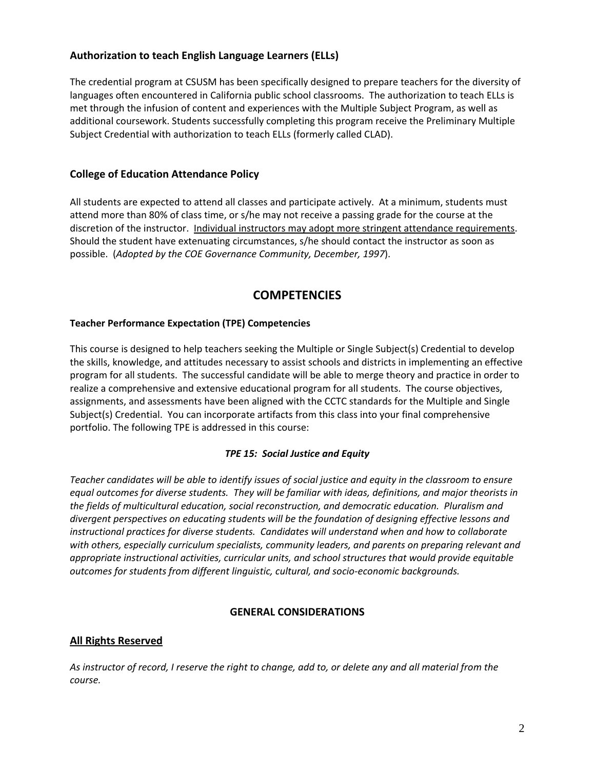### Authorization to teach English Language Learners (ELLs)

The credential program at CSUSM has been specifically designed to prepare teachers for the diversity of languages often encountered in California public school classrooms. The authorization to teach ELLs is met through the infusion of content and experiences with the Multiple Subject Program, as well as additional coursework. Students successfully completing this program receive the Preliminary Multiple Subject Credential with authorization to teach ELLs (formerly called CLAD).

### College of Education Attendance Policy

All students are expected to attend all classes and participate actively. At a minimum, students must attend more than 80% of class time, or s/he may not receive a passing grade for the course at the discretion of the instructor. <u>Individual instructors may adopt more stringent attendance requirements</u>. Should the student have extenuating circumstances, s/he should contact the instructor as soon as possible. (*Adopted by the COE Governance Community, December, 1997*).

## COMPETENCIES

**Teacher Performance Expectation (TPE) Competencies**

This course is designed to help teachers seeking the Multiple or Single Subject(s) Credential to develop the skills, knowledge, and attitudes necessary to assist schools and districts in implementing an effective program for all students. The successful candidate will be able to merge theory and practice in order to realize a comprehensive and extensive educational program for all students. The course objectives, assignments, and assessments have been aligned with the CCTC standards for the Multiple and Single Subject(s) Credential. You can incorporate artifacts from this class into your final comprehensive portfolio. The following TPE is addressed in this course:

***TPE 15: Social Justice and Equity***

*Teacher candidates will be able to identify issues of social justice and equity in the classroom to ensure equal outcomes for diverse students. They will be familiar with ideas, definitions, and major theorists in the fields of multicultural education, social reconstruction, and democratic education. Pluralism and divergent perspectives on educating students will be the foundation of designing effective lessons and instructional practices for diverse students. Candidates will understand when and how to collaborate with others, especially curriculum specialists, community leaders, and parents on preparing relevant and appropriate instructional activities, curricular units, and school structures that would provide equitable outcomes for students from different linguistic, cultural, and socio-economic backgrounds.*

**GENERAL CONSIDERATIONS**

### <u>All Rights Reserved</u>

*As instructor of record, I reserve the right to change, add to, or delete any and all material from the course.*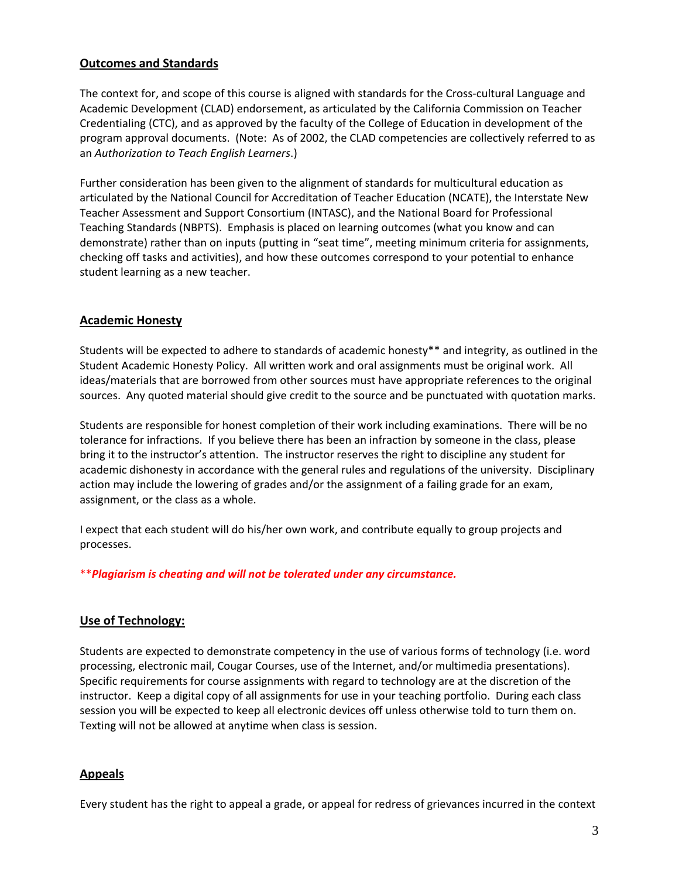## Outcomes and Standards

The context for, and scope of this course is aligned with standards for the Cross-cultural Language and Academic Development (CLAD) endorsement, as articulated by the California Commission on Teacher Credentialing (CTC), and as approved by the faculty of the College of Education in development of the program approval documents. (Note: As of 2002, the CLAD competencies are collectively referred to as an *Authorization to Teach English Learners*.)

Further consideration has been given to the alignment of standards for multicultural education as articulated by the National Council for Accreditation of Teacher Education (NCATE), the Interstate New Teacher Assessment and Support Consortium (INTASC), and the National Board for Professional Teaching Standards (NBPTS). Emphasis is placed on learning outcomes (what you know and can demonstrate) rather than on inputs (putting in "seat time", meeting minimum criteria for assignments, checking off tasks and activities), and how these outcomes correspond to your potential to enhance student learning as a new teacher.

## Academic Honesty

Students will be expected to adhere to standards of academic honesty** and integrity, as outlined in the Student Academic Honesty Policy. All written work and oral assignments must be original work. All ideas/materials that are borrowed from other sources must have appropriate references to the original sources. Any quoted material should give credit to the source and be punctuated with quotation marks.

Students are responsible for honest completion of their work including examinations. There will be no tolerance for infractions. If you believe there has been an infraction by someone in the class, please bring it to the instructor's attention. The instructor reserves the right to discipline any student for academic dishonesty in accordance with the general rules and regulations of the university. Disciplinary action may include the lowering of grades and/or the assignment of a failing grade for an exam, assignment, or the class as a whole.

I expect that each student will do his/her own work, and contribute equally to group projects and processes.

****Plagiarism is cheating and will not be tolerated under any circumstance.***

## Use of Technology:

Students are expected to demonstrate competency in the use of various forms of technology (i.e. word processing, electronic mail, Cougar Courses, use of the Internet, and/or multimedia presentations). Specific requirements for course assignments with regard to technology are at the discretion of the instructor. Keep a digital copy of all assignments for use in your teaching portfolio. During each class session you will be expected to keep all electronic devices off unless otherwise told to turn them on. Texting will not be allowed at anytime when class is session.

## Appeals

Every student has the right to appeal a grade, or appeal for redress of grievances incurred in the context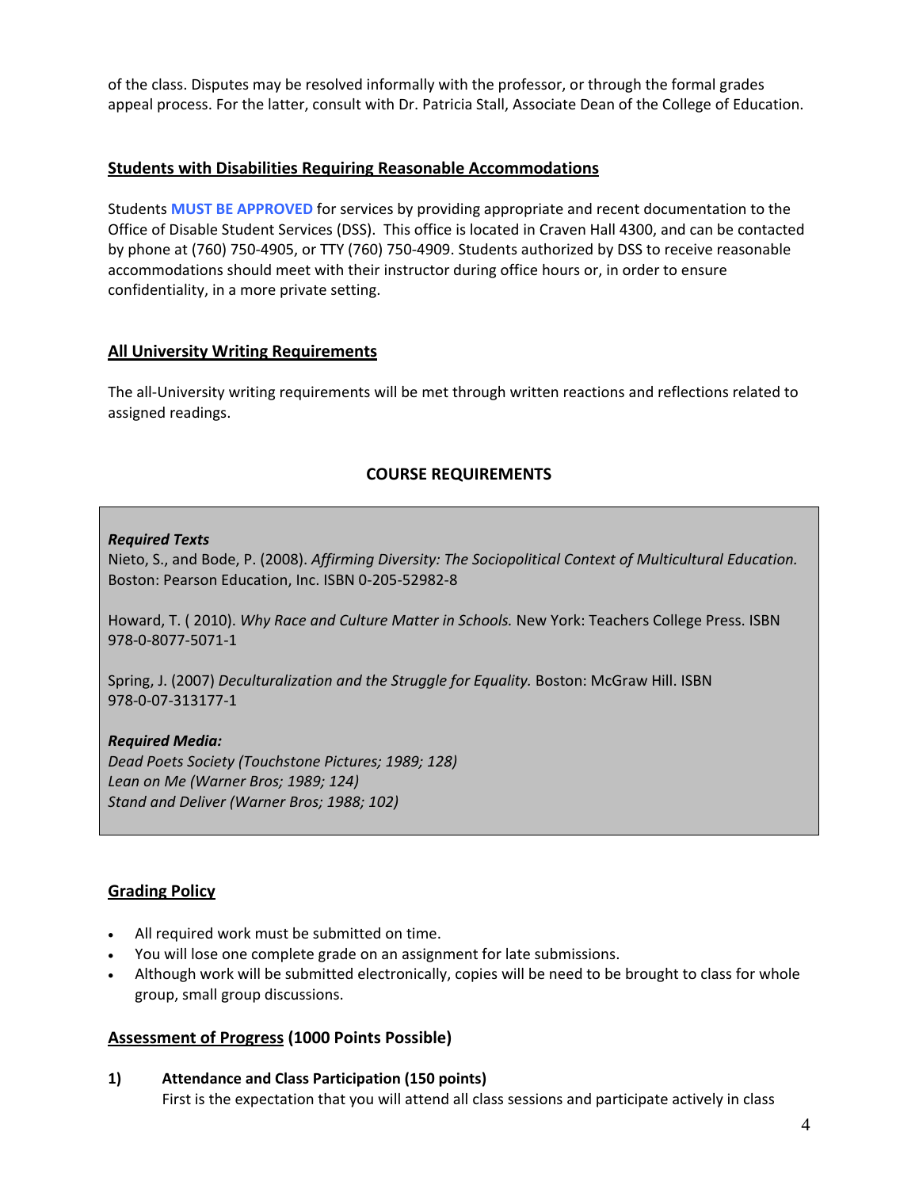of the class. Disputes may be resolved informally with the professor, or through the formal grades appeal process. For the latter, consult with Dr. Patricia Stall, Associate Dean of the College of Education.

## Students with Disabilities Requiring Reasonable Accommodations

Students **MUST BE APPROVED** for services by providing appropriate and recent documentation to the Office of Disable Student Services (DSS). This office is located in Craven Hall 4300, and can be contacted by phone at (760) 750-4905, or TTY (760) 750-4909. Students authorized by DSS to receive reasonable accommodations should meet with their instructor during office hours or, in order to ensure confidentiality, in a more private setting.

## All University Writing Requirements

The all-University writing requirements will be met through written reactions and reflections related to assigned readings.

## COURSE REQUIREMENTS

***Required Texts***

Nieto, S., and Bode, P. (2008). *Affirming Diversity: The Sociopolitical Context of Multicultural Education.* Boston: Pearson Education, Inc. ISBN 0-205-52982-8

Howard, T. ( 2010). *Why Race and Culture Matter in Schools.* New York: Teachers College Press. ISBN 978-0-8077-5071-1

Spring, J. (2007) *Deculturalization and the Struggle for Equality.* Boston: McGraw Hill. ISBN 978-0-07-313177-1

***Required Media:***

*Dead Poets Society (Touchstone Pictures; 1989; 128)*
*Lean on Me (Warner Bros; 1989; 124)*
*Stand and Deliver (Warner Bros; 1988; 102)*

## Grading Policy

- All required work must be submitted on time.
- You will lose one complete grade on an assignment for late submissions.
- Although work will be submitted electronically, copies will be need to be brought to class for whole group, small group discussions.

## Assessment of Progress (1000 Points Possible)

**1) Attendance and Class Participation (150 points)**
First is the expectation that you will attend all class sessions and participate actively in class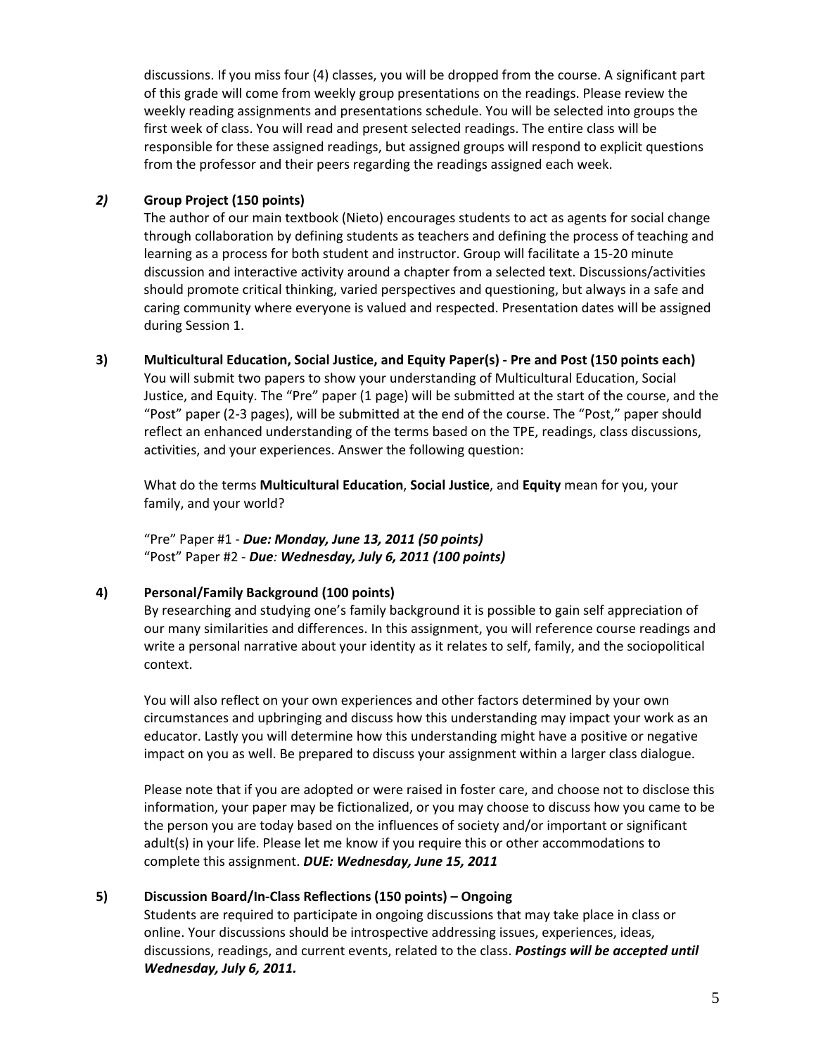discussions. If you miss four (4) classes, you will be dropped from the course. A significant part of this grade will come from weekly group presentations on the readings. Please review the weekly reading assignments and presentations schedule. You will be selected into groups the first week of class. You will read and present selected readings. The entire class will be responsible for these assigned readings, but assigned groups will respond to explicit questions from the professor and their peers regarding the readings assigned each week.

***2)*** **Group Project (150 points)**

The author of our main textbook (Nieto) encourages students to act as agents for social change through collaboration by defining students as teachers and defining the process of teaching and learning as a process for both student and instructor. Group will facilitate a 15-20 minute discussion and interactive activity around a chapter from a selected text. Discussions/activities should promote critical thinking, varied perspectives and questioning, but always in a safe and caring community where everyone is valued and respected. Presentation dates will be assigned during Session 1.

**3)** **Multicultural Education, Social Justice, and Equity Paper(s) - Pre and Post (150 points each)**

You will submit two papers to show your understanding of Multicultural Education, Social Justice, and Equity. The "Pre" paper (1 page) will be submitted at the start of the course, and the "Post" paper (2-3 pages), will be submitted at the end of the course. The "Post," paper should reflect an enhanced understanding of the terms based on the TPE, readings, class discussions, activities, and your experiences. Answer the following question:

What do the terms **Multicultural Education**, **Social Justice**, and **Equity** mean for you, your family, and your world?

"Pre" Paper #1 - ***Due: Monday, June 13, 2011 (50 points)***
"Post" Paper #2 - ***Due: Wednesday, July 6, 2011 (100 points)***

**4)** **Personal/Family Background (100 points)**

By researching and studying one's family background it is possible to gain self appreciation of our many similarities and differences. In this assignment, you will reference course readings and write a personal narrative about your identity as it relates to self, family, and the sociopolitical context.

You will also reflect on your own experiences and other factors determined by your own circumstances and upbringing and discuss how this understanding may impact your work as an educator. Lastly you will determine how this understanding might have a positive or negative impact on you as well. Be prepared to discuss your assignment within a larger class dialogue.

Please note that if you are adopted or were raised in foster care, and choose not to disclose this information, your paper may be fictionalized, or you may choose to discuss how you came to be the person you are today based on the influences of society and/or important or significant adult(s) in your life. Please let me know if you require this or other accommodations to complete this assignment. ***DUE: Wednesday, June 15, 2011***

**5)** **Discussion Board/In-Class Reflections (150 points) – Ongoing**

Students are required to participate in ongoing discussions that may take place in class or online. Your discussions should be introspective addressing issues, experiences, ideas, discussions, readings, and current events, related to the class. ***Postings will be accepted until Wednesday, July 6, 2011.***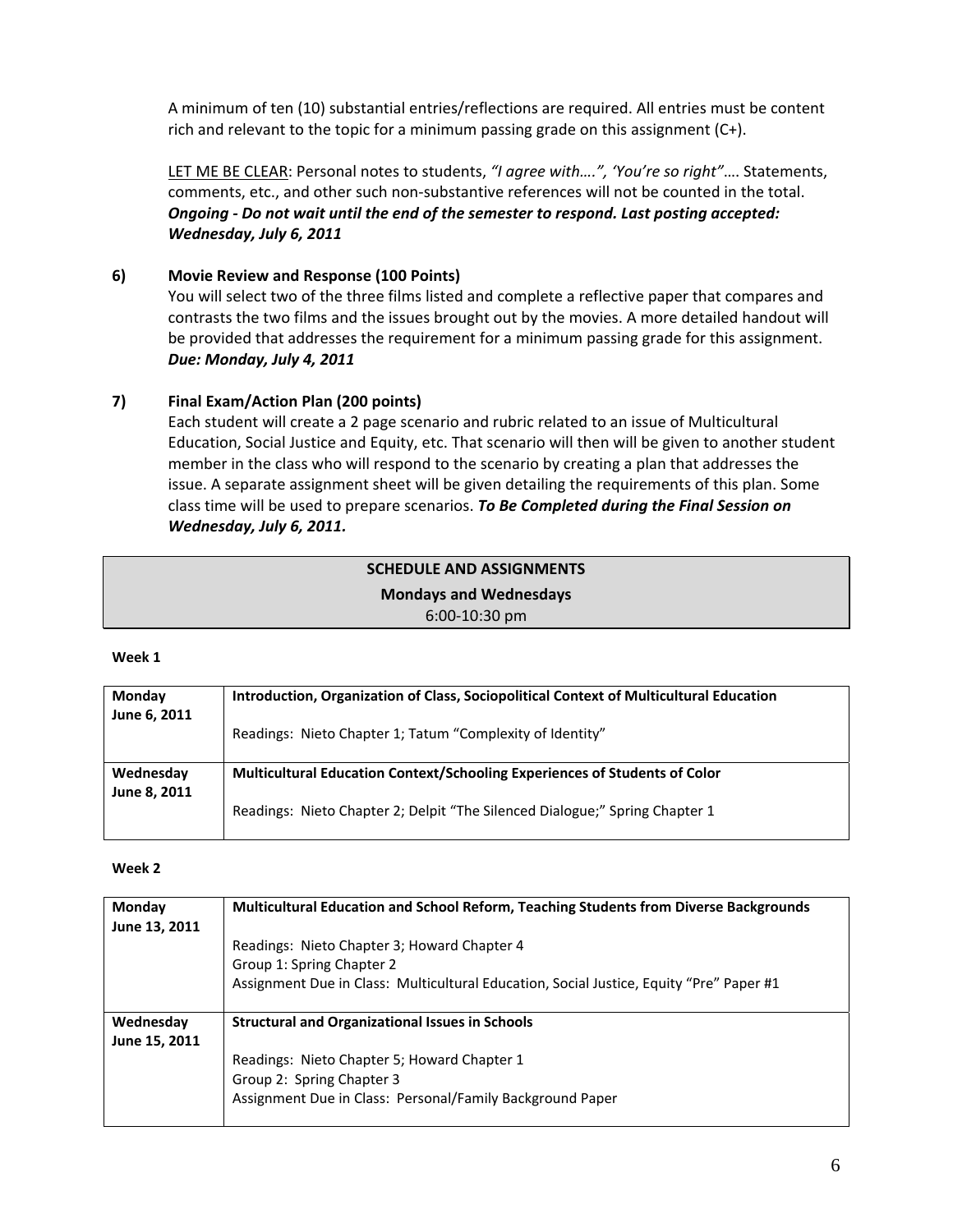A minimum of ten (10) substantial entries/reflections are required. All entries must be content rich and relevant to the topic for a minimum passing grade on this assignment (C+).

LET ME BE CLEAR: Personal notes to students, *"I agree with….", 'You're so right"*…. Statements, comments, etc., and other such non-substantive references will not be counted in the total. ***Ongoing - Do not wait until the end of the semester to respond. Last posting accepted: Wednesday, July 6, 2011***

**6) Movie Review and Response (100 Points)**

You will select two of the three films listed and complete a reflective paper that compares and contrasts the two films and the issues brought out by the movies. A more detailed handout will be provided that addresses the requirement for a minimum passing grade for this assignment. ***Due: Monday, July 4, 2011***

**7) Final Exam/Action Plan (200 points)**

Each student will create a 2 page scenario and rubric related to an issue of Multicultural Education, Social Justice and Equity, etc. That scenario will then will be given to another student member in the class who will respond to the scenario by creating a plan that addresses the issue. A separate assignment sheet will be given detailing the requirements of this plan. Some class time will be used to prepare scenarios. ***To Be Completed during the Final Session on Wednesday, July 6, 2011.***

## SCHEDULE AND ASSIGNMENTS

**Mondays and Wednesdays**

6:00-10:30 pm

**Week 1**

| | |
|---|---|
| **Monday June 6, 2011** | **Introduction, Organization of Class, Sociopolitical Context of Multicultural Education**<br><br>Readings: Nieto Chapter 1; Tatum "Complexity of Identity" |
| **Wednesday June 8, 2011** | **Multicultural Education Context/Schooling Experiences of Students of Color**<br><br>Readings: Nieto Chapter 2; Delpit "The Silenced Dialogue;" Spring Chapter 1 |

**Week 2**

| | |
|---|---|
| **Monday June 13, 2011** | **Multicultural Education and School Reform, Teaching Students from Diverse Backgrounds**<br><br>Readings: Nieto Chapter 3; Howard Chapter 4<br>Group 1: Spring Chapter 2<br>Assignment Due in Class: Multicultural Education, Social Justice, Equity "Pre" Paper #1 |
| **Wednesday June 15, 2011** | **Structural and Organizational Issues in Schools**<br><br>Readings: Nieto Chapter 5; Howard Chapter 1<br>Group 2: Spring Chapter 3<br>Assignment Due in Class: Personal/Family Background Paper |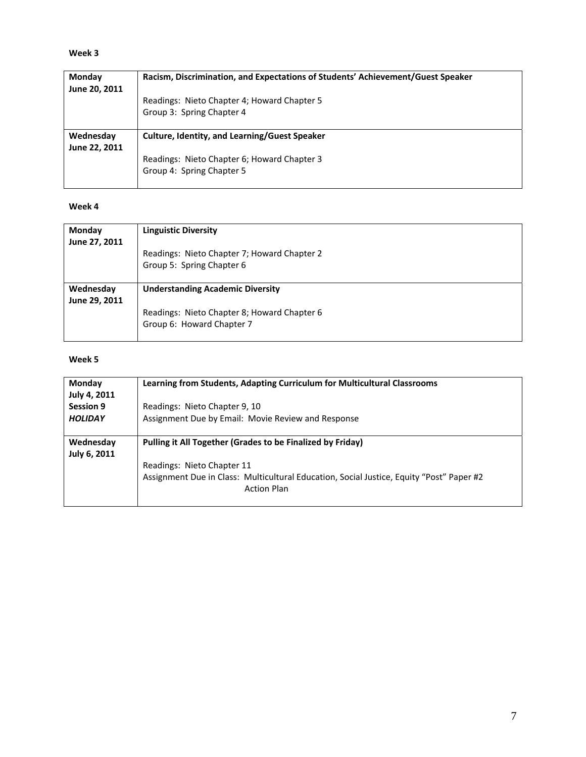**Week 3**

| | |
|---|---|
| **Monday**<br>**June 20, 2011** | **Racism, Discrimination, and Expectations of Students' Achievement/Guest Speaker**<br><br>Readings: Nieto Chapter 4; Howard Chapter 5<br>Group 3: Spring Chapter 4 |
| **Wednesday**<br>**June 22, 2011** | **Culture, Identity, and Learning/Guest Speaker**<br><br>Readings: Nieto Chapter 6; Howard Chapter 3<br>Group 4: Spring Chapter 5 |

**Week 4**

| | |
|---|---|
| **Monday**<br>**June 27, 2011** | **Linguistic Diversity**<br><br>Readings: Nieto Chapter 7; Howard Chapter 2<br>Group 5: Spring Chapter 6 |
| **Wednesday**<br>**June 29, 2011** | **Understanding Academic Diversity**<br><br>Readings: Nieto Chapter 8; Howard Chapter 6<br>Group 6: Howard Chapter 7 |

**Week 5**

| | |
|---|---|
| **Monday**<br>**July 4, 2011**<br>**Session 9**<br>***HOLIDAY*** | **Learning from Students, Adapting Curriculum for Multicultural Classrooms**<br><br>Readings: Nieto Chapter 9, 10<br>Assignment Due by Email: Movie Review and Response |
| **Wednesday**<br>**July 6, 2011** | **Pulling it All Together (Grades to be Finalized by Friday)**<br><br>Readings: Nieto Chapter 11<br>Assignment Due in Class: Multicultural Education, Social Justice, Equity "Post" Paper #2<br>Action Plan |